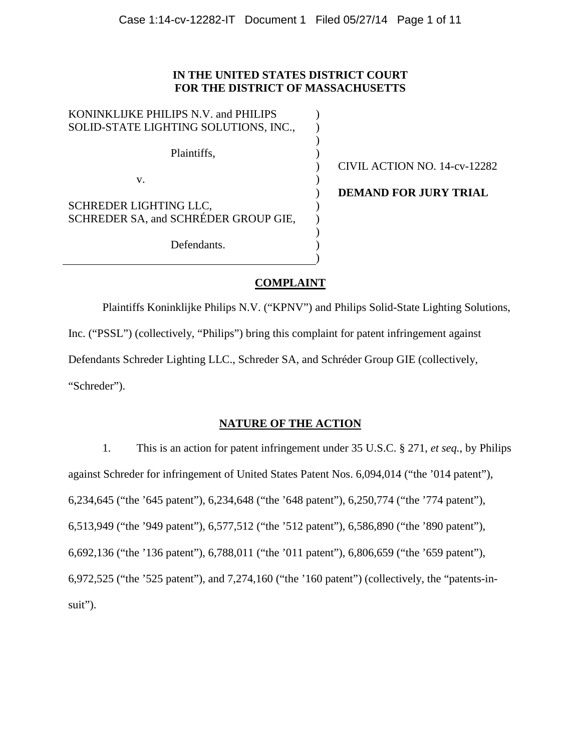**IN THE UNITED STATES DISTRICT COURT**
**FOR THE DISTRICT OF MASSACHUSETTS**

KONINKLIJKE PHILIPS N.V. and PHILIPS SOLID-STATE LIGHTING SOLUTIONS, INC.,

Plaintiffs,

v.

SCHREDER LIGHTING LLC, SCHREDER SA, and SCHRÉDER GROUP GIE,

Defendants.

CIVIL ACTION NO. 14-cv-12282

**DEMAND FOR JURY TRIAL**

## COMPLAINT

Plaintiffs Koninklijke Philips N.V. ("KPNV") and Philips Solid-State Lighting Solutions, Inc. ("PSSL") (collectively, "Philips") bring this complaint for patent infringement against Defendants Schreder Lighting LLC., Schreder SA, and Schréder Group GIE (collectively, "Schreder").

## NATURE OF THE ACTION

1. This is an action for patent infringement under 35 U.S.C. § 271, *et seq.*, by Philips against Schreder for infringement of United States Patent Nos. 6,094,014 ("the '014 patent"), 6,234,645 ("the '645 patent"), 6,234,648 ("the '648 patent"), 6,250,774 ("the '774 patent"), 6,513,949 ("the '949 patent"), 6,577,512 ("the '512 patent"), 6,586,890 ("the '890 patent"), 6,692,136 ("the '136 patent"), 6,788,011 ("the '011 patent"), 6,806,659 ("the '659 patent"), 6,972,525 ("the '525 patent"), and 7,274,160 ("the '160 patent") (collectively, the "patents-in-suit").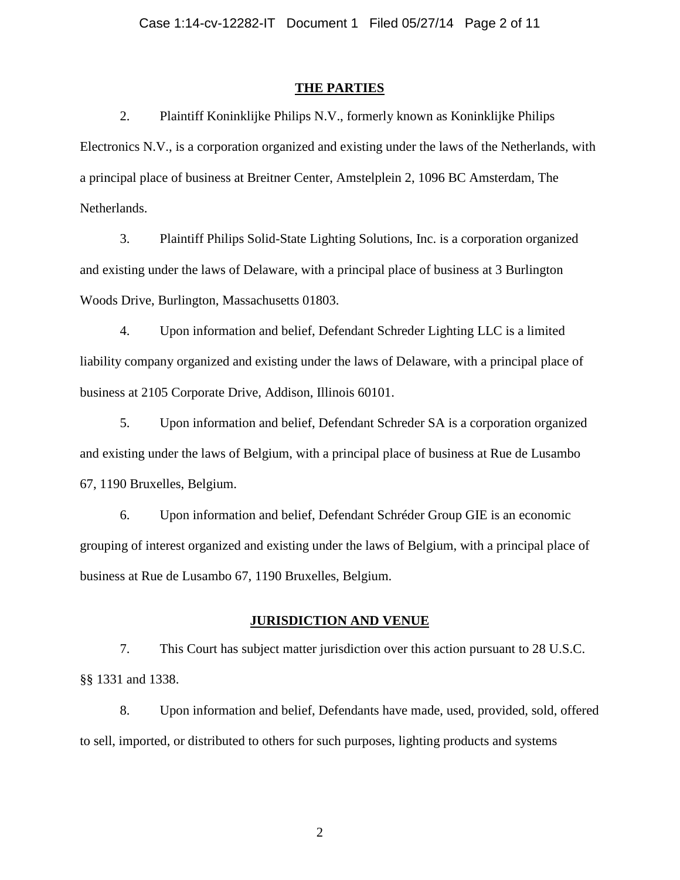## THE PARTIES

2. Plaintiff Koninklijke Philips N.V., formerly known as Koninklijke Philips Electronics N.V., is a corporation organized and existing under the laws of the Netherlands, with a principal place of business at Breitner Center, Amstelplein 2, 1096 BC Amsterdam, The Netherlands.

3. Plaintiff Philips Solid-State Lighting Solutions, Inc. is a corporation organized and existing under the laws of Delaware, with a principal place of business at 3 Burlington Woods Drive, Burlington, Massachusetts 01803.

4. Upon information and belief, Defendant Schreder Lighting LLC is a limited liability company organized and existing under the laws of Delaware, with a principal place of business at 2105 Corporate Drive, Addison, Illinois 60101.

5. Upon information and belief, Defendant Schreder SA is a corporation organized and existing under the laws of Belgium, with a principal place of business at Rue de Lusambo 67, 1190 Bruxelles, Belgium.

6. Upon information and belief, Defendant Schréder Group GIE is an economic grouping of interest organized and existing under the laws of Belgium, with a principal place of business at Rue de Lusambo 67, 1190 Bruxelles, Belgium.

## JURISDICTION AND VENUE

7. This Court has subject matter jurisdiction over this action pursuant to 28 U.S.C. §§ 1331 and 1338.

8. Upon information and belief, Defendants have made, used, provided, sold, offered to sell, imported, or distributed to others for such purposes, lighting products and systems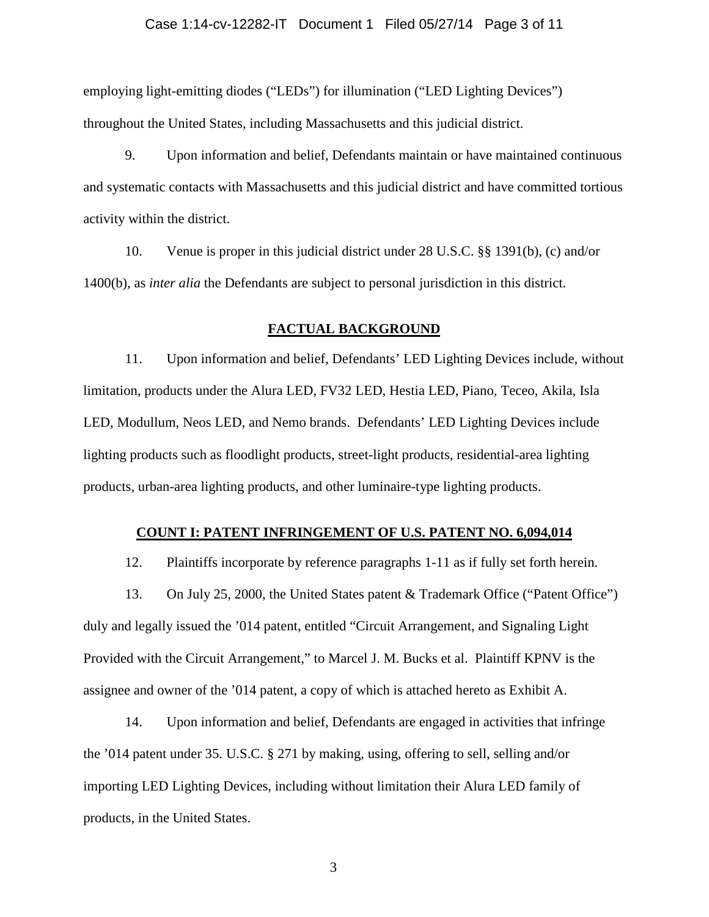employing light-emitting diodes ("LEDs") for illumination ("LED Lighting Devices") throughout the United States, including Massachusetts and this judicial district.

9. Upon information and belief, Defendants maintain or have maintained continuous and systematic contacts with Massachusetts and this judicial district and have committed tortious activity within the district.

10. Venue is proper in this judicial district under 28 U.S.C. §§ 1391(b), (c) and/or 1400(b), as *inter alia* the Defendants are subject to personal jurisdiction in this district.

## FACTUAL BACKGROUND

11. Upon information and belief, Defendants' LED Lighting Devices include, without limitation, products under the Alura LED, FV32 LED, Hestia LED, Piano, Teceo, Akila, Isla LED, Modullum, Neos LED, and Nemo brands. Defendants' LED Lighting Devices include lighting products such as floodlight products, street-light products, residential-area lighting products, urban-area lighting products, and other luminaire-type lighting products.

## COUNT I: PATENT INFRINGEMENT OF U.S. PATENT NO. 6,094,014

12. Plaintiffs incorporate by reference paragraphs 1-11 as if fully set forth herein.

13. On July 25, 2000, the United States patent & Trademark Office ("Patent Office") duly and legally issued the '014 patent, entitled "Circuit Arrangement, and Signaling Light Provided with the Circuit Arrangement," to Marcel J. M. Bucks et al. Plaintiff KPNV is the assignee and owner of the '014 patent, a copy of which is attached hereto as Exhibit A.

14. Upon information and belief, Defendants are engaged in activities that infringe the '014 patent under 35. U.S.C. § 271 by making, using, offering to sell, selling and/or importing LED Lighting Devices, including without limitation their Alura LED family of products, in the United States.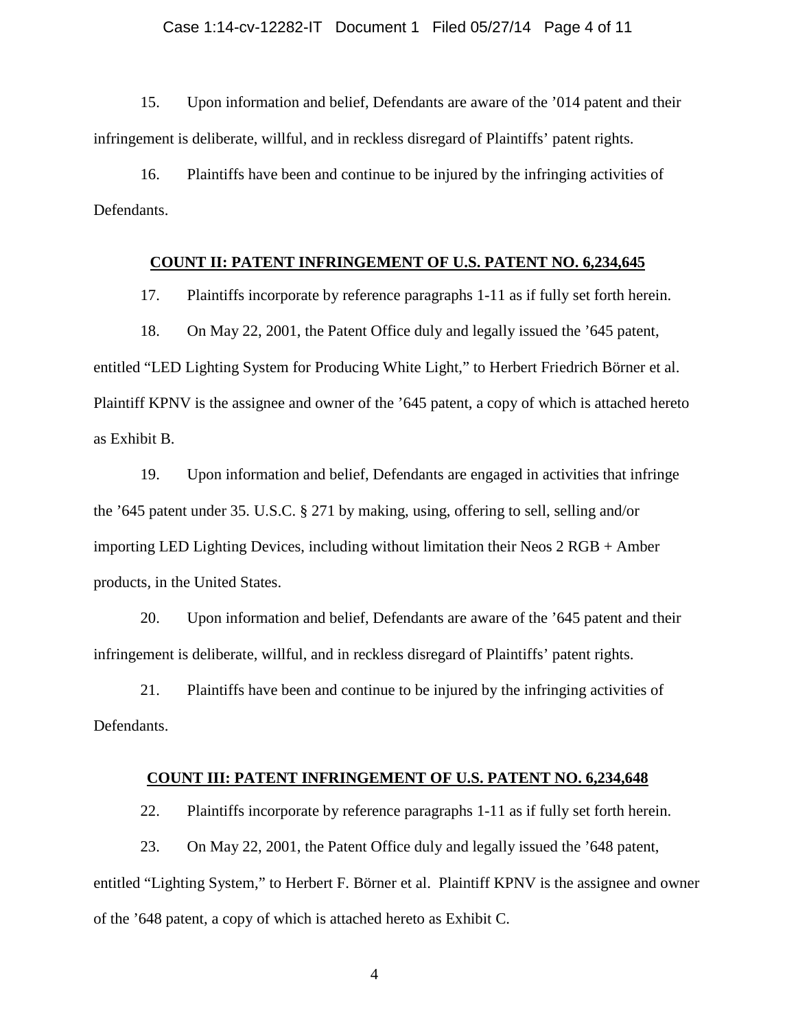15. Upon information and belief, Defendants are aware of the ’014 patent and their infringement is deliberate, willful, and in reckless disregard of Plaintiffs’ patent rights.

16. Plaintiffs have been and continue to be injured by the infringing activities of Defendants.

## COUNT II: PATENT INFRINGEMENT OF U.S. PATENT NO. 6,234,645

17. Plaintiffs incorporate by reference paragraphs 1-11 as if fully set forth herein.

18. On May 22, 2001, the Patent Office duly and legally issued the ’645 patent, entitled “LED Lighting System for Producing White Light,” to Herbert Friedrich Börner et al. Plaintiff KPNV is the assignee and owner of the ’645 patent, a copy of which is attached hereto as Exhibit B.

19. Upon information and belief, Defendants are engaged in activities that infringe the ’645 patent under 35. U.S.C. § 271 by making, using, offering to sell, selling and/or importing LED Lighting Devices, including without limitation their Neos 2 RGB + Amber products, in the United States.

20. Upon information and belief, Defendants are aware of the ’645 patent and their infringement is deliberate, willful, and in reckless disregard of Plaintiffs’ patent rights.

21. Plaintiffs have been and continue to be injured by the infringing activities of Defendants.

## COUNT III: PATENT INFRINGEMENT OF U.S. PATENT NO. 6,234,648

22. Plaintiffs incorporate by reference paragraphs 1-11 as if fully set forth herein.

23. On May 22, 2001, the Patent Office duly and legally issued the ’648 patent, entitled “Lighting System,” to Herbert F. Börner et al. Plaintiff KPNV is the assignee and owner of the ’648 patent, a copy of which is attached hereto as Exhibit C.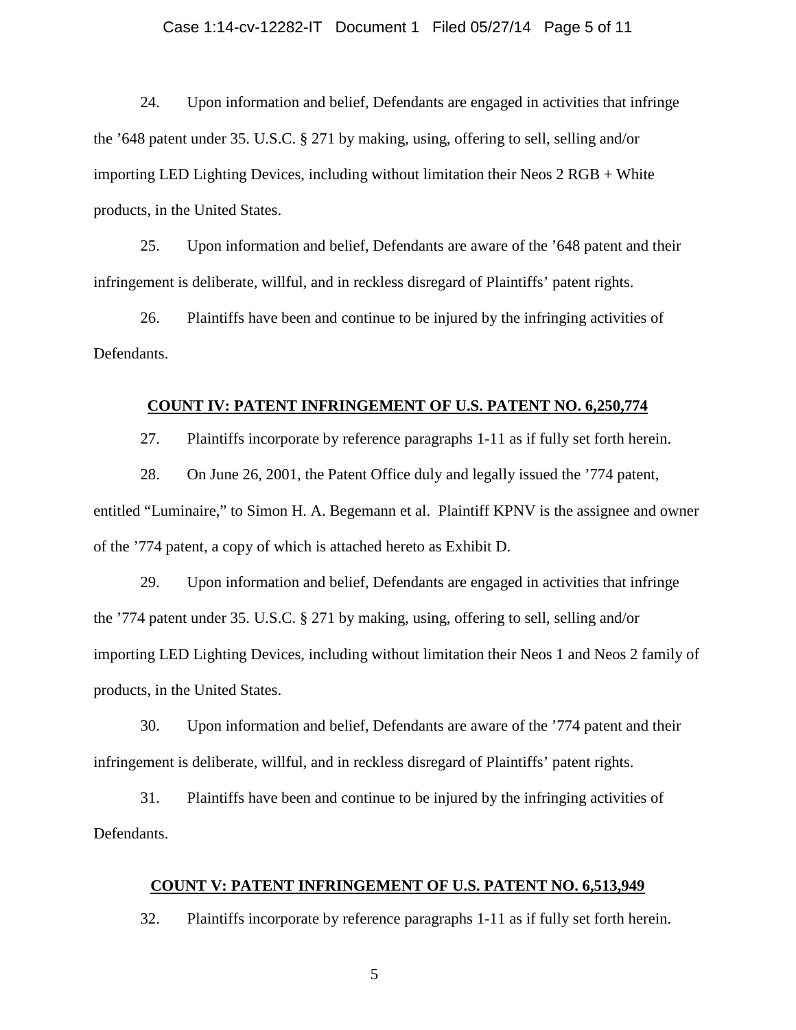24. Upon information and belief, Defendants are engaged in activities that infringe the ’648 patent under 35. U.S.C. § 271 by making, using, offering to sell, selling and/or importing LED Lighting Devices, including without limitation their Neos 2 RGB + White products, in the United States.

25. Upon information and belief, Defendants are aware of the ’648 patent and their infringement is deliberate, willful, and in reckless disregard of Plaintiffs’ patent rights.

26. Plaintiffs have been and continue to be injured by the infringing activities of Defendants.

## COUNT IV: PATENT INFRINGEMENT OF U.S. PATENT NO. 6,250,774

27. Plaintiffs incorporate by reference paragraphs 1-11 as if fully set forth herein.

28. On June 26, 2001, the Patent Office duly and legally issued the ’774 patent, entitled “Luminaire,” to Simon H. A. Begemann et al. Plaintiff KPNV is the assignee and owner of the ’774 patent, a copy of which is attached hereto as Exhibit D.

29. Upon information and belief, Defendants are engaged in activities that infringe the ’774 patent under 35. U.S.C. § 271 by making, using, offering to sell, selling and/or importing LED Lighting Devices, including without limitation their Neos 1 and Neos 2 family of products, in the United States.

30. Upon information and belief, Defendants are aware of the ’774 patent and their infringement is deliberate, willful, and in reckless disregard of Plaintiffs’ patent rights.

31. Plaintiffs have been and continue to be injured by the infringing activities of Defendants.

## COUNT V: PATENT INFRINGEMENT OF U.S. PATENT NO. 6,513,949

32. Plaintiffs incorporate by reference paragraphs 1-11 as if fully set forth herein.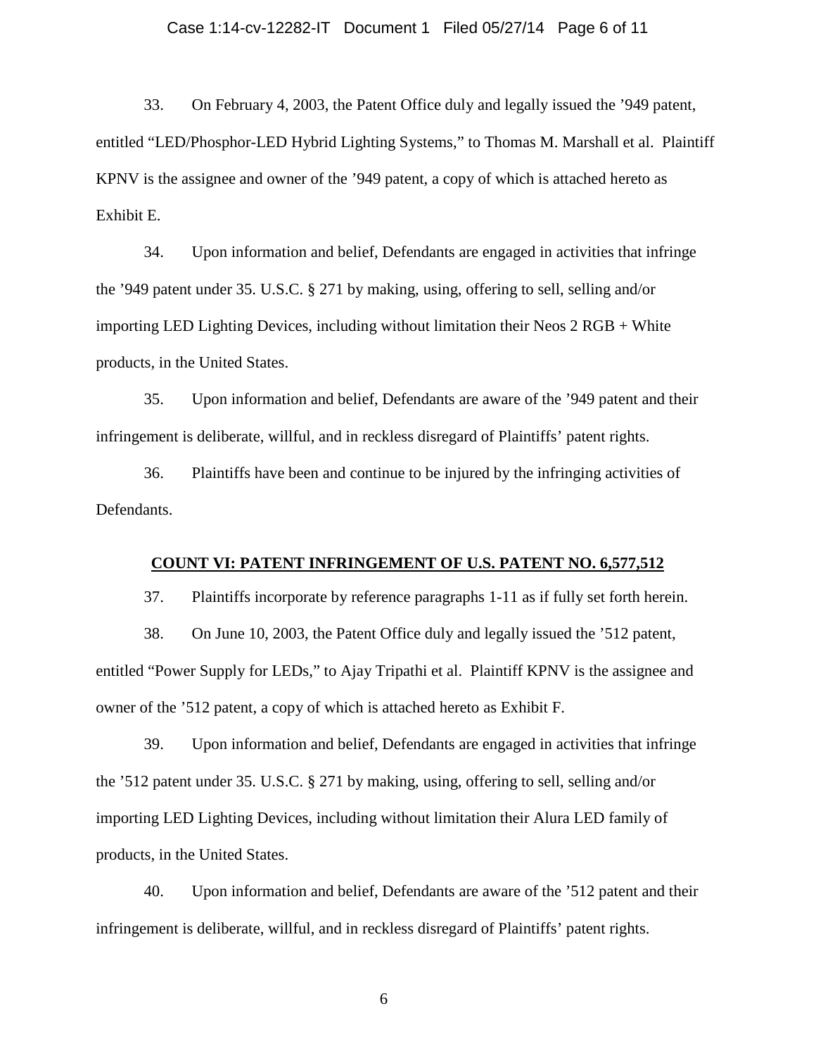33. On February 4, 2003, the Patent Office duly and legally issued the '949 patent, entitled "LED/Phosphor-LED Hybrid Lighting Systems," to Thomas M. Marshall et al. Plaintiff KPNV is the assignee and owner of the '949 patent, a copy of which is attached hereto as Exhibit E.

34. Upon information and belief, Defendants are engaged in activities that infringe the '949 patent under 35. U.S.C. § 271 by making, using, offering to sell, selling and/or importing LED Lighting Devices, including without limitation their Neos 2 RGB + White products, in the United States.

35. Upon information and belief, Defendants are aware of the '949 patent and their infringement is deliberate, willful, and in reckless disregard of Plaintiffs' patent rights.

36. Plaintiffs have been and continue to be injured by the infringing activities of Defendants.

**COUNT VI: PATENT INFRINGEMENT OF U.S. PATENT NO. 6,577,512**

37. Plaintiffs incorporate by reference paragraphs 1-11 as if fully set forth herein.

38. On June 10, 2003, the Patent Office duly and legally issued the '512 patent, entitled "Power Supply for LEDs," to Ajay Tripathi et al. Plaintiff KPNV is the assignee and owner of the '512 patent, a copy of which is attached hereto as Exhibit F.

39. Upon information and belief, Defendants are engaged in activities that infringe the '512 patent under 35. U.S.C. § 271 by making, using, offering to sell, selling and/or importing LED Lighting Devices, including without limitation their Alura LED family of products, in the United States.

40. Upon information and belief, Defendants are aware of the '512 patent and their infringement is deliberate, willful, and in reckless disregard of Plaintiffs' patent rights.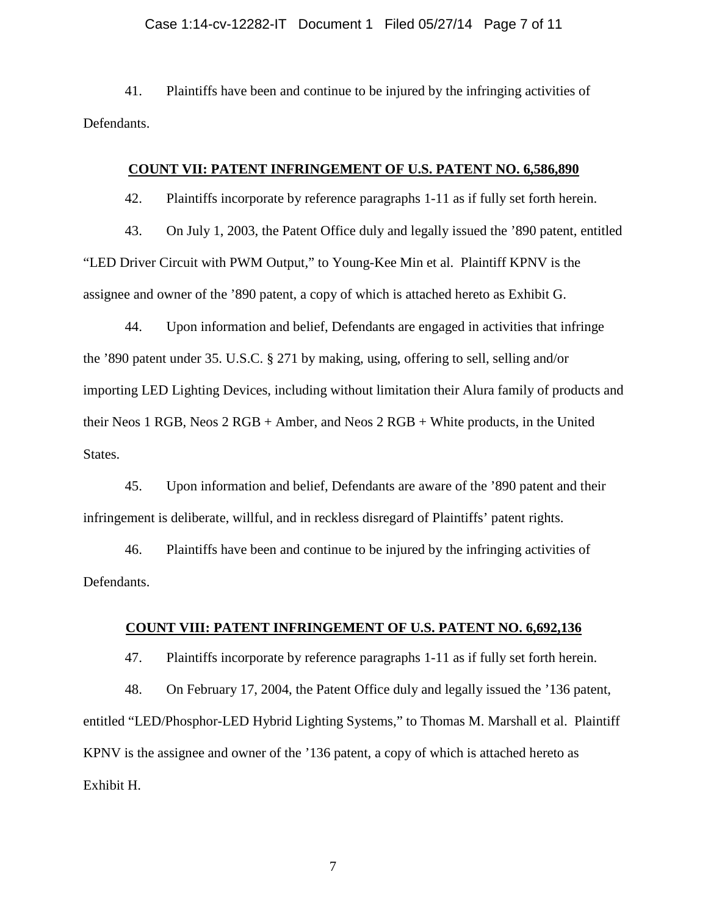41. Plaintiffs have been and continue to be injured by the infringing activities of Defendants.

**COUNT VII: PATENT INFRINGEMENT OF U.S. PATENT NO. 6,586,890**

42. Plaintiffs incorporate by reference paragraphs 1-11 as if fully set forth herein.

43. On July 1, 2003, the Patent Office duly and legally issued the ’890 patent, entitled “LED Driver Circuit with PWM Output,” to Young-Kee Min et al. Plaintiff KPNV is the assignee and owner of the ’890 patent, a copy of which is attached hereto as Exhibit G.

44. Upon information and belief, Defendants are engaged in activities that infringe the ’890 patent under 35. U.S.C. § 271 by making, using, offering to sell, selling and/or importing LED Lighting Devices, including without limitation their Alura family of products and their Neos 1 RGB, Neos 2 RGB + Amber, and Neos 2 RGB + White products, in the United States.

45. Upon information and belief, Defendants are aware of the ’890 patent and their infringement is deliberate, willful, and in reckless disregard of Plaintiffs’ patent rights.

46. Plaintiffs have been and continue to be injured by the infringing activities of Defendants.

**COUNT VIII: PATENT INFRINGEMENT OF U.S. PATENT NO. 6,692,136**

47. Plaintiffs incorporate by reference paragraphs 1-11 as if fully set forth herein.

48. On February 17, 2004, the Patent Office duly and legally issued the ’136 patent, entitled “LED/Phosphor-LED Hybrid Lighting Systems,” to Thomas M. Marshall et al. Plaintiff KPNV is the assignee and owner of the ’136 patent, a copy of which is attached hereto as Exhibit H.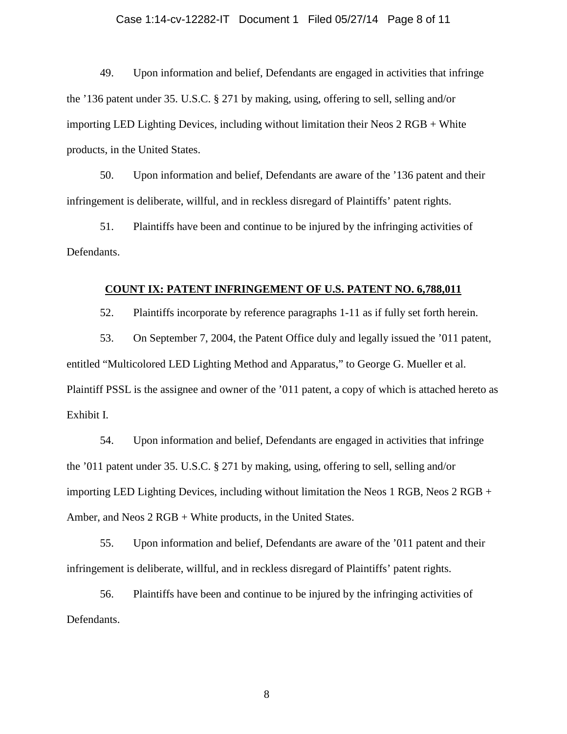49. Upon information and belief, Defendants are engaged in activities that infringe the ’136 patent under 35. U.S.C. § 271 by making, using, offering to sell, selling and/or importing LED Lighting Devices, including without limitation their Neos 2 RGB + White products, in the United States.

50. Upon information and belief, Defendants are aware of the ’136 patent and their infringement is deliberate, willful, and in reckless disregard of Plaintiffs’ patent rights.

51. Plaintiffs have been and continue to be injured by the infringing activities of Defendants.

## COUNT IX: PATENT INFRINGEMENT OF U.S. PATENT NO. 6,788,011

52. Plaintiffs incorporate by reference paragraphs 1-11 as if fully set forth herein.

53. On September 7, 2004, the Patent Office duly and legally issued the ’011 patent, entitled “Multicolored LED Lighting Method and Apparatus,” to George G. Mueller et al. Plaintiff PSSL is the assignee and owner of the ’011 patent, a copy of which is attached hereto as Exhibit I.

54. Upon information and belief, Defendants are engaged in activities that infringe the ’011 patent under 35. U.S.C. § 271 by making, using, offering to sell, selling and/or importing LED Lighting Devices, including without limitation the Neos 1 RGB, Neos 2 RGB + Amber, and Neos 2 RGB + White products, in the United States.

55. Upon information and belief, Defendants are aware of the ’011 patent and their infringement is deliberate, willful, and in reckless disregard of Plaintiffs’ patent rights.

56. Plaintiffs have been and continue to be injured by the infringing activities of Defendants.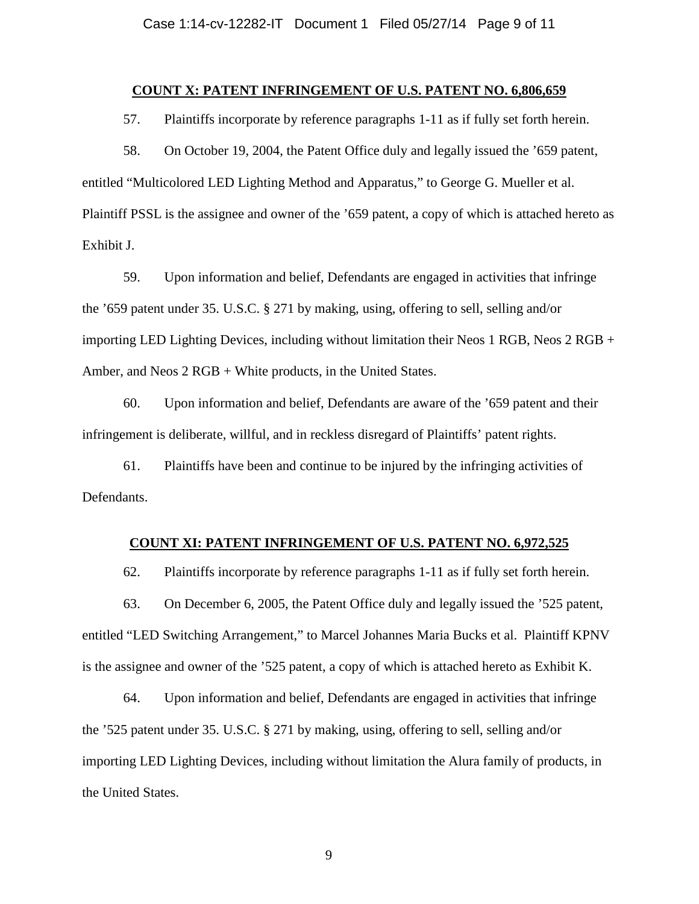**COUNT X: PATENT INFRINGEMENT OF U.S. PATENT NO. 6,806,659**

57. Plaintiffs incorporate by reference paragraphs 1-11 as if fully set forth herein.

58. On October 19, 2004, the Patent Office duly and legally issued the ’659 patent, entitled “Multicolored LED Lighting Method and Apparatus,” to George G. Mueller et al. Plaintiff PSSL is the assignee and owner of the ’659 patent, a copy of which is attached hereto as Exhibit J.

59. Upon information and belief, Defendants are engaged in activities that infringe the ’659 patent under 35. U.S.C. § 271 by making, using, offering to sell, selling and/or importing LED Lighting Devices, including without limitation their Neos 1 RGB, Neos 2 RGB + Amber, and Neos 2 RGB + White products, in the United States.

60. Upon information and belief, Defendants are aware of the ’659 patent and their infringement is deliberate, willful, and in reckless disregard of Plaintiffs’ patent rights.

61. Plaintiffs have been and continue to be injured by the infringing activities of Defendants.

**COUNT XI: PATENT INFRINGEMENT OF U.S. PATENT NO. 6,972,525**

62. Plaintiffs incorporate by reference paragraphs 1-11 as if fully set forth herein.

63. On December 6, 2005, the Patent Office duly and legally issued the ’525 patent, entitled “LED Switching Arrangement,” to Marcel Johannes Maria Bucks et al. Plaintiff KPNV is the assignee and owner of the ’525 patent, a copy of which is attached hereto as Exhibit K.

64. Upon information and belief, Defendants are engaged in activities that infringe the ’525 patent under 35. U.S.C. § 271 by making, using, offering to sell, selling and/or importing LED Lighting Devices, including without limitation the Alura family of products, in the United States.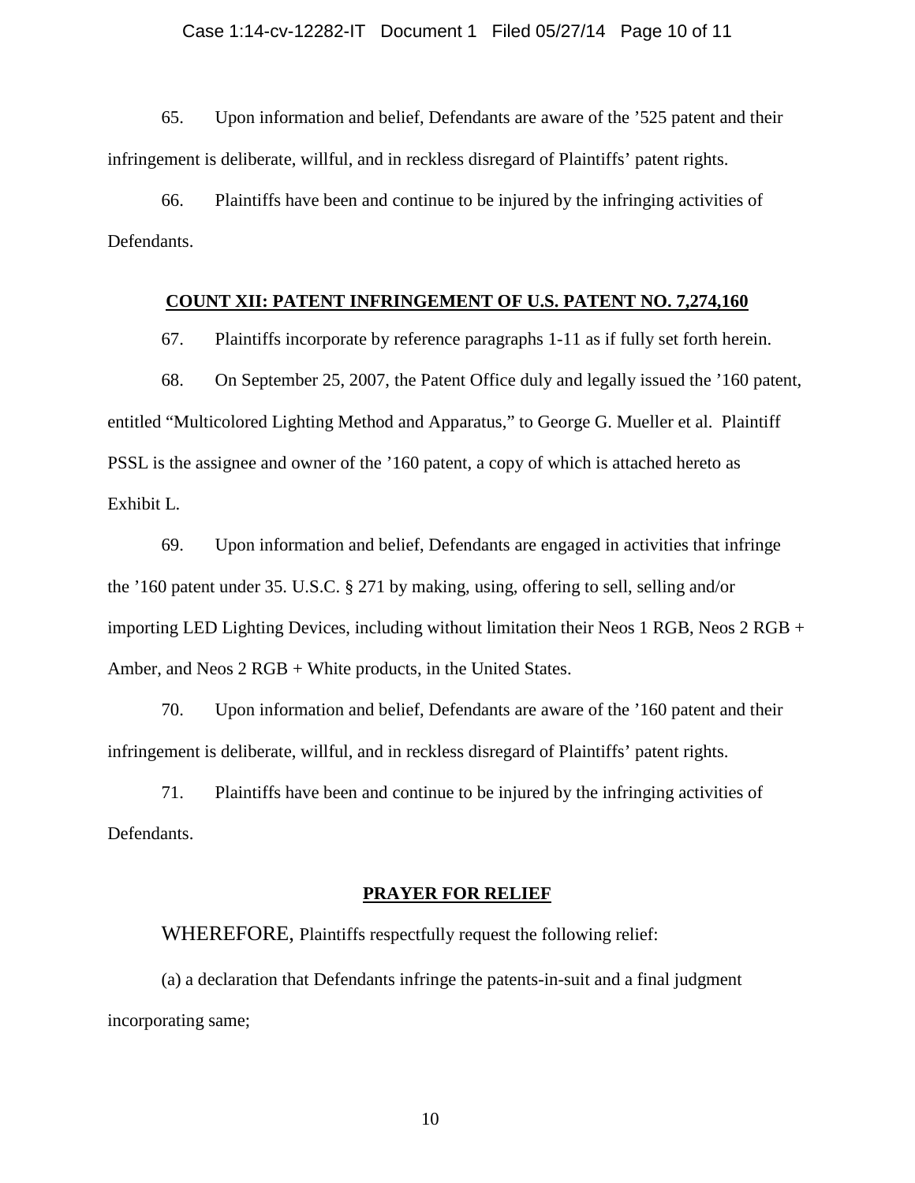65. Upon information and belief, Defendants are aware of the ’525 patent and their infringement is deliberate, willful, and in reckless disregard of Plaintiffs’ patent rights.

66. Plaintiffs have been and continue to be injured by the infringing activities of Defendants.

## COUNT XII: PATENT INFRINGEMENT OF U.S. PATENT NO. 7,274,160

67. Plaintiffs incorporate by reference paragraphs 1-11 as if fully set forth herein.

68. On September 25, 2007, the Patent Office duly and legally issued the ’160 patent, entitled “Multicolored Lighting Method and Apparatus,” to George G. Mueller et al. Plaintiff PSSL is the assignee and owner of the ’160 patent, a copy of which is attached hereto as Exhibit L.

69. Upon information and belief, Defendants are engaged in activities that infringe the ’160 patent under 35. U.S.C. § 271 by making, using, offering to sell, selling and/or importing LED Lighting Devices, including without limitation their Neos 1 RGB, Neos 2 RGB + Amber, and Neos 2 RGB + White products, in the United States.

70. Upon information and belief, Defendants are aware of the ’160 patent and their infringement is deliberate, willful, and in reckless disregard of Plaintiffs’ patent rights.

71. Plaintiffs have been and continue to be injured by the infringing activities of Defendants.

## PRAYER FOR RELIEF

WHEREFORE, Plaintiffs respectfully request the following relief:

(a) a declaration that Defendants infringe the patents-in-suit and a final judgment incorporating same;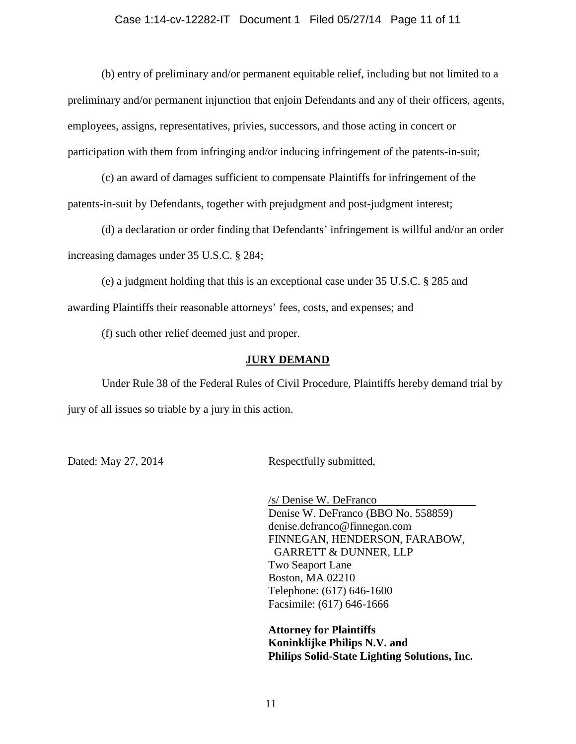(b) entry of preliminary and/or permanent equitable relief, including but not limited to a preliminary and/or permanent injunction that enjoin Defendants and any of their officers, agents, employees, assigns, representatives, privies, successors, and those acting in concert or participation with them from infringing and/or inducing infringement of the patents-in-suit;

(c) an award of damages sufficient to compensate Plaintiffs for infringement of the patents-in-suit by Defendants, together with prejudgment and post-judgment interest;

(d) a declaration or order finding that Defendants' infringement is willful and/or an order increasing damages under 35 U.S.C. § 284;

(e) a judgment holding that this is an exceptional case under 35 U.S.C. § 285 and awarding Plaintiffs their reasonable attorneys' fees, costs, and expenses; and

(f) such other relief deemed just and proper.

## JURY DEMAND

Under Rule 38 of the Federal Rules of Civil Procedure, Plaintiffs hereby demand trial by jury of all issues so triable by a jury in this action.

Dated: May 27, 2014

Respectfully submitted,

/s/ Denise W. DeFranco
Denise W. DeFranco (BBO No. 558859)
denise.defranco@finnegan.com
FINNEGAN, HENDERSON, FARABOW,
GARRETT & DUNNER, LLP
Two Seaport Lane
Boston, MA 02210
Telephone: (617) 646-1600
Facsimile: (617) 646-1666

**Attorney for Plaintiffs**
**Koninklijke Philips N.V. and**
**Philips Solid-State Lighting Solutions, Inc.**